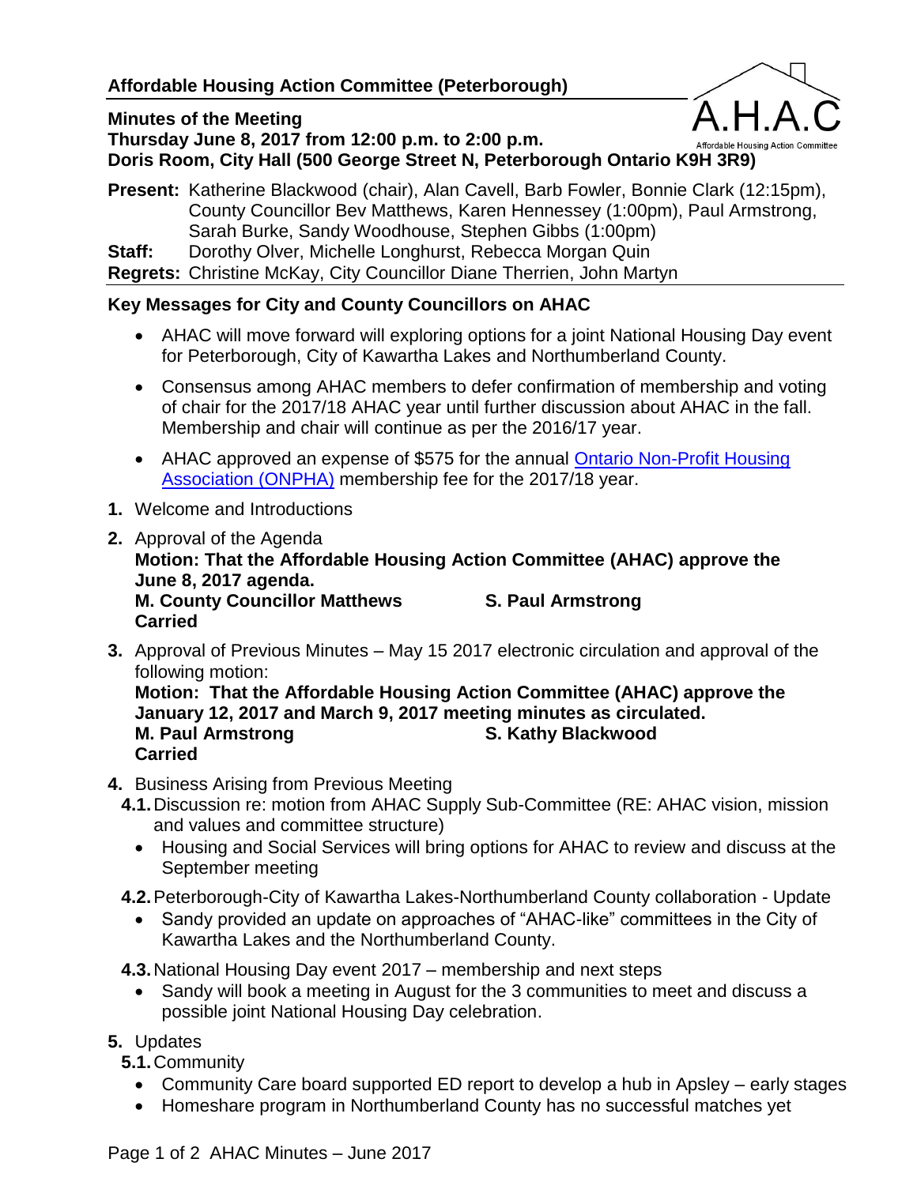## Affordable Housing Action Committee (Peterborough)

**Minutes of the Meeting**
**Thursday June 8, 2017 from 12:00 p.m. to 2:00 p.m.**
**Doris Room, City Hall (500 George Street N, Peterborough Ontario K9H 3R9)**

**Present:** Katherine Blackwood (chair), Alan Cavell, Barb Fowler, Bonnie Clark (12:15pm), County Councillor Bev Matthews, Karen Hennessey (1:00pm), Paul Armstrong, Sarah Burke, Sandy Woodhouse, Stephen Gibbs (1:00pm)
**Staff:** Dorothy Olver, Michelle Longhurst, Rebecca Morgan Quin
**Regrets:** Christine McKay, City Councillor Diane Therrien, John Martyn

### Key Messages for City and County Councillors on AHAC

- AHAC will move forward will exploring options for a joint National Housing Day event for Peterborough, City of Kawartha Lakes and Northumberland County.
- Consensus among AHAC members to defer confirmation of membership and voting of chair for the 2017/18 AHAC year until further discussion about AHAC in the fall. Membership and chair will continue as per the 2016/17 year.
- AHAC approved an expense of $575 for the annual Ontario Non-Profit Housing Association (ONPHA) membership fee for the 2017/18 year.

**1.** Welcome and Introductions

**2.** Approval of the Agenda
**Motion: That the Affordable Housing Action Committee (AHAC) approve the June 8, 2017 agenda.**
**M. County Councillor Matthews S. Paul Armstrong**
**Carried**

**3.** Approval of Previous Minutes – May 15 2017 electronic circulation and approval of the following motion:
**Motion: That the Affordable Housing Action Committee (AHAC) approve the January 12, 2017 and March 9, 2017 meeting minutes as circulated.**
**M. Paul Armstrong S. Kathy Blackwood**
**Carried**

**4.** Business Arising from Previous Meeting

**4.1.** Discussion re: motion from AHAC Supply Sub-Committee (RE: AHAC vision, mission and values and committee structure)

- Housing and Social Services will bring options for AHAC to review and discuss at the September meeting

**4.2.** Peterborough-City of Kawartha Lakes-Northumberland County collaboration - Update

- Sandy provided an update on approaches of "AHAC-like" committees in the City of Kawartha Lakes and the Northumberland County.

**4.3.** National Housing Day event 2017 – membership and next steps

- Sandy will book a meeting in August for the 3 communities to meet and discuss a possible joint National Housing Day celebration.

**5.** Updates

**5.1.** Community

- Community Care board supported ED report to develop a hub in Apsley – early stages
- Homeshare program in Northumberland County has no successful matches yet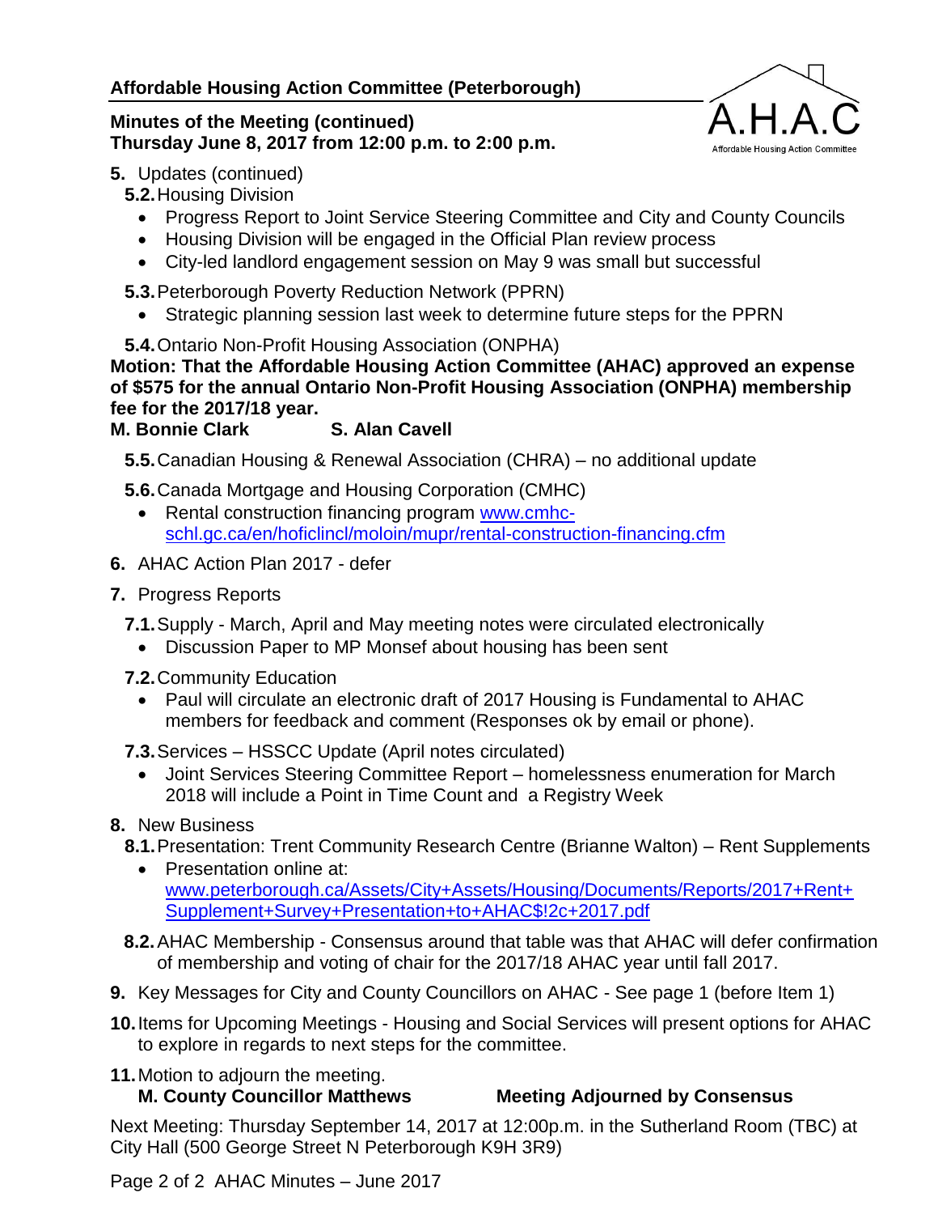**Affordable Housing Action Committee (Peterborough)**

**Minutes of the Meeting (continued)**
**Thursday June 8, 2017 from 12:00 p.m. to 2:00 p.m.**

A.H.A.C
Affordable Housing Action Committee

**5.** Updates (continued)

**5.2.** Housing Division

- Progress Report to Joint Service Steering Committee and City and County Councils
- Housing Division will be engaged in the Official Plan review process
- City-led landlord engagement session on May 9 was small but successful

**5.3.** Peterborough Poverty Reduction Network (PPRN)

- Strategic planning session last week to determine future steps for the PPRN

**5.4.** Ontario Non-Profit Housing Association (ONPHA)

**Motion: That the Affordable Housing Action Committee (AHAC) approved an expense of $575 for the annual Ontario Non-Profit Housing Association (ONPHA) membership fee for the 2017/18 year.**
**M. Bonnie Clark S. Alan Cavell**

**5.5.** Canadian Housing & Renewal Association (CHRA) – no additional update

**5.6.** Canada Mortgage and Housing Corporation (CMHC)

- Rental construction financing program [www.cmhc-schl.gc.ca/en/hoficlincl/moloin/mupr/rental-construction-financing.cfm](www.cmhc-schl.gc.ca/en/hoficlincl/moloin/mupr/rental-construction-financing.cfm)

**6.** AHAC Action Plan 2017 - defer

**7.** Progress Reports

**7.1.** Supply - March, April and May meeting notes were circulated electronically

- Discussion Paper to MP Monsef about housing has been sent

**7.2.** Community Education

- Paul will circulate an electronic draft of 2017 Housing is Fundamental to AHAC members for feedback and comment (Responses ok by email or phone).

**7.3.** Services – HSSCC Update (April notes circulated)

- Joint Services Steering Committee Report – homelessness enumeration for March 2018 will include a Point in Time Count and a Registry Week

**8.** New Business

**8.1.** Presentation: Trent Community Research Centre (Brianne Walton) – Rent Supplements

- Presentation online at: [www.peterborough.ca/Assets/City+Assets/Housing/Documents/Reports/2017+Rent+Supplement+Survey+Presentation+to+AHAC$!2c+2017.pdf](www.peterborough.ca/Assets/City+Assets/Housing/Documents/Reports/2017+Rent+Supplement+Survey+Presentation+to+AHAC$!2c+2017.pdf)

**8.2.** AHAC Membership - Consensus around that table was that AHAC will defer confirmation of membership and voting of chair for the 2017/18 AHAC year until fall 2017.

**9.** Key Messages for City and County Councillors on AHAC - See page 1 (before Item 1)

**10.** Items for Upcoming Meetings - Housing and Social Services will present options for AHAC to explore in regards to next steps for the committee.

**11.** Motion to adjourn the meeting.
**M. County Councillor Matthews Meeting Adjourned by Consensus**

Next Meeting: Thursday September 14, 2017 at 12:00p.m. in the Sutherland Room (TBC) at City Hall (500 George Street N Peterborough K9H 3R9)